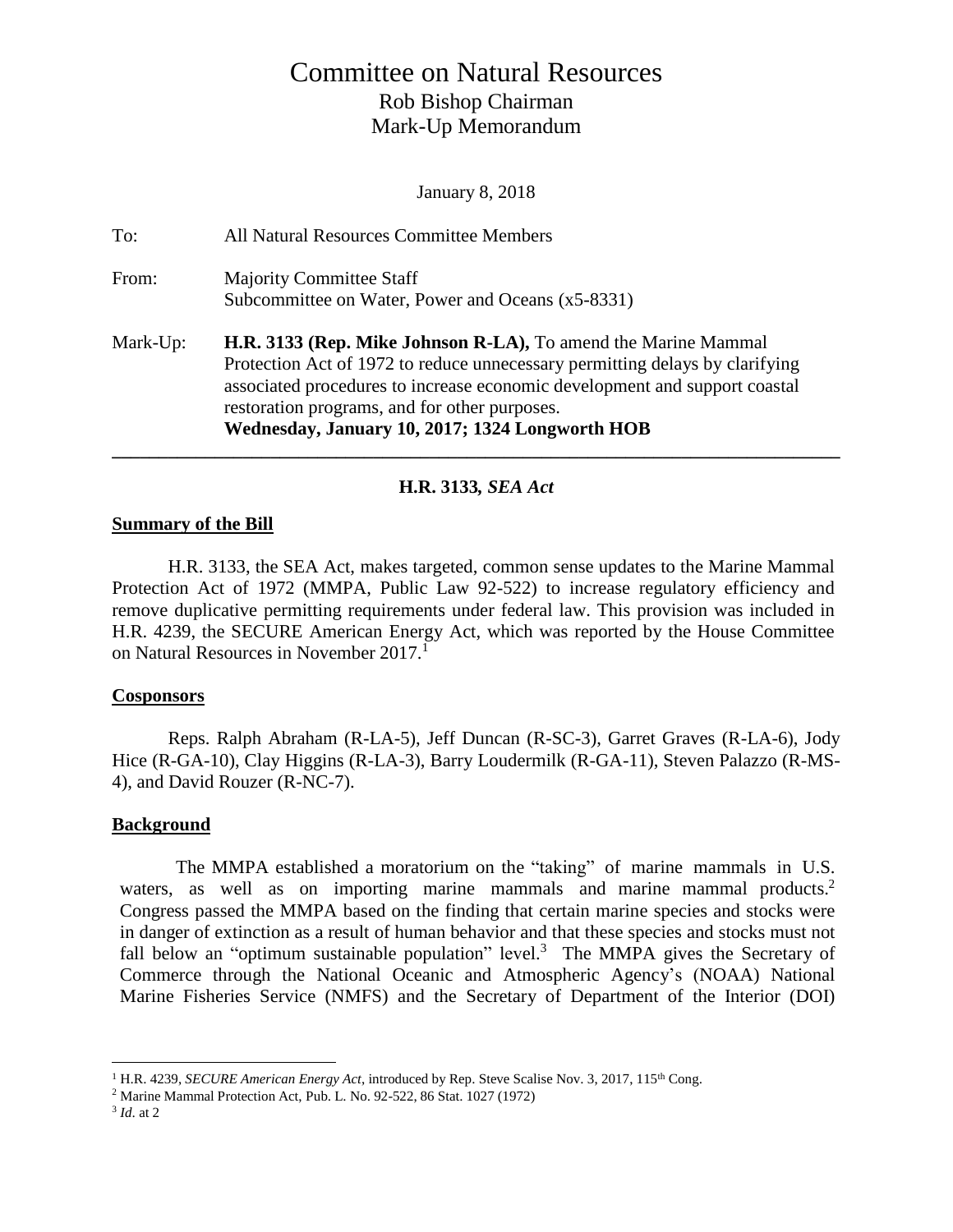# Committee on Natural Resources

## Rob Bishop Chairman
## Mark-Up Memorandum

January 8, 2018

To: All Natural Resources Committee Members

From: Majority Committee Staff
Subcommittee on Water, Power and Oceans (x5-8331)

Mark-Up: **H.R. 3133 (Rep. Mike Johnson R-LA),** To amend the Marine Mammal Protection Act of 1972 to reduce unnecessary permitting delays by clarifying associated procedures to increase economic development and support coastal restoration programs, and for other purposes.
**Wednesday, January 10, 2017; 1324 Longworth HOB**

---

### H.R. 3133*, SEA Act*

**Summary of the Bill**

H.R. 3133, the SEA Act, makes targeted, common sense updates to the Marine Mammal Protection Act of 1972 (MMPA, Public Law 92-522) to increase regulatory efficiency and remove duplicative permitting requirements under federal law. This provision was included in H.R. 4239, the SECURE American Energy Act, which was reported by the House Committee on Natural Resources in November 2017.[1]

**Cosponsors**

Reps. Ralph Abraham (R-LA-5), Jeff Duncan (R-SC-3), Garret Graves (R-LA-6), Jody Hice (R-GA-10), Clay Higgins (R-LA-3), Barry Loudermilk (R-GA-11), Steven Palazzo (R-MS-4), and David Rouzer (R-NC-7).

**Background**

The MMPA established a moratorium on the "taking" of marine mammals in U.S. waters, as well as on importing marine mammals and marine mammal products.[2] Congress passed the MMPA based on the finding that certain marine species and stocks were in danger of extinction as a result of human behavior and that these species and stocks must not fall below an "optimum sustainable population" level.[3] The MMPA gives the Secretary of Commerce through the National Oceanic and Atmospheric Agency's (NOAA) National Marine Fisheries Service (NMFS) and the Secretary of Department of the Interior (DOI)

---

[1] H.R. 4239, *SECURE American Energy Act*, introduced by Rep. Steve Scalise Nov. 3, 2017, 115th Cong.

[2] Marine Mammal Protection Act, Pub. L. No. 92-522, 86 Stat. 1027 (1972)

[3] *Id*. at 2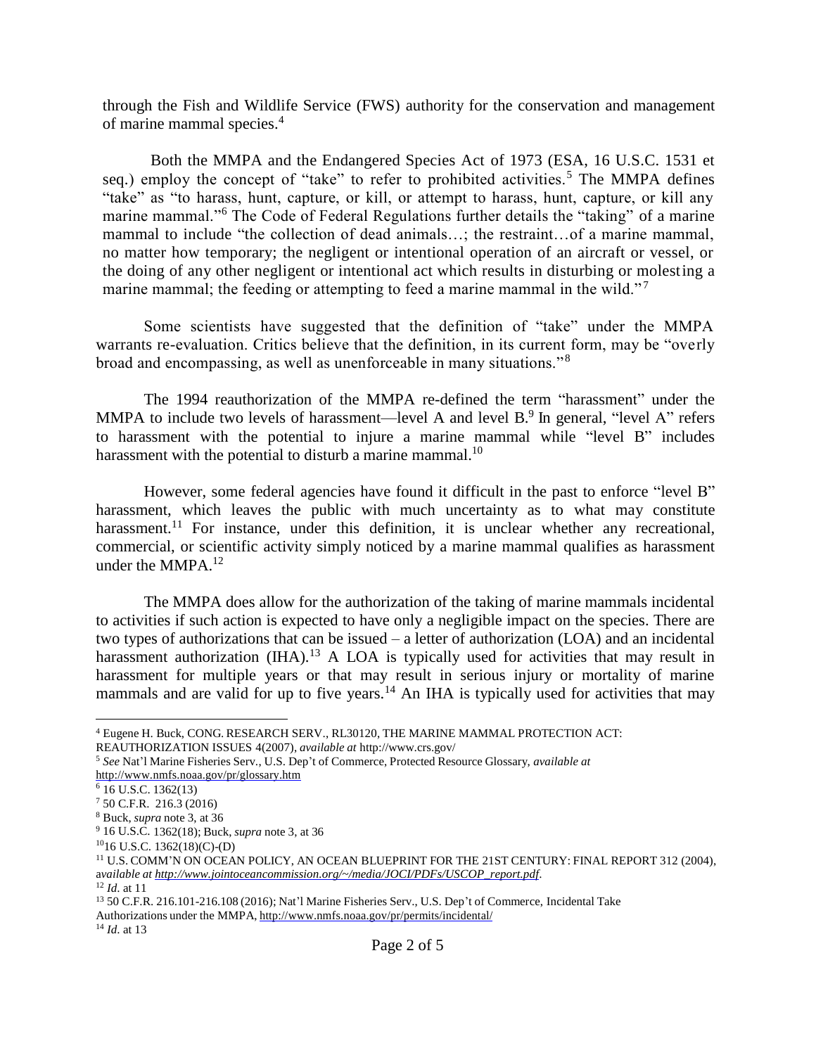through the Fish and Wildlife Service (FWS) authority for the conservation and management of marine mammal species.[4]

Both the MMPA and the Endangered Species Act of 1973 (ESA, 16 U.S.C. 1531 et seq.) employ the concept of "take" to refer to prohibited activities.[5] The MMPA defines "take" as "to harass, hunt, capture, or kill, or attempt to harass, hunt, capture, or kill any marine mammal."[6] The Code of Federal Regulations further details the "taking" of a marine mammal to include "the collection of dead animals…; the restraint…of a marine mammal, no matter how temporary; the negligent or intentional operation of an aircraft or vessel, or the doing of any other negligent or intentional act which results in disturbing or molesting a marine mammal; the feeding or attempting to feed a marine mammal in the wild."[7]

Some scientists have suggested that the definition of "take" under the MMPA warrants re-evaluation. Critics believe that the definition, in its current form, may be "overly broad and encompassing, as well as unenforceable in many situations."[8]

The 1994 reauthorization of the MMPA re-defined the term "harassment" under the MMPA to include two levels of harassment—level A and level B.[9] In general, "level A" refers to harassment with the potential to injure a marine mammal while "level B" includes harassment with the potential to disturb a marine mammal.[10]

However, some federal agencies have found it difficult in the past to enforce "level B" harassment, which leaves the public with much uncertainty as to what may constitute harassment.[11] For instance, under this definition, it is unclear whether any recreational, commercial, or scientific activity simply noticed by a marine mammal qualifies as harassment under the MMPA.[12]

The MMPA does allow for the authorization of the taking of marine mammals incidental to activities if such action is expected to have only a negligible impact on the species. There are two types of authorizations that can be issued – a letter of authorization (LOA) and an incidental harassment authorization (IHA).[13] A LOA is typically used for activities that may result in harassment for multiple years or that may result in serious injury or mortality of marine mammals and are valid for up to five years.[14] An IHA is typically used for activities that may

---

[4] Eugene H. Buck, CONG. RESEARCH SERV., RL30120, THE MARINE MAMMAL PROTECTION ACT: REAUTHORIZATION ISSUES 4(2007), *available at* http://www.crs.gov/

[5] *See* Nat'l Marine Fisheries Serv., U.S. Dep't of Commerce, Protected Resource Glossary, *available at* http://www.nmfs.noaa.gov/pr/glossary.htm

[6] 16 U.S.C. 1362(13)

[7] 50 C.F.R. 216.3 (2016)

[8] Buck, *supra* note 3, at 36

[9] 16 U.S.C. 1362(18); Buck, *supra* note 3, at 36

[10] 16 U.S.C. 1362(18)(C)-(D)

[11] U.S. COMM'N ON OCEAN POLICY, AN OCEAN BLUEPRINT FOR THE 21ST CENTURY: FINAL REPORT 312 (2004), *available at http://www.jointoceancommission.org/~/media/JOCI/PDFs/USCOP_report.pdf*.

[12] *Id*. at 11

[13] 50 C.F.R. 216.101-216.108 (2016); Nat'l Marine Fisheries Serv., U.S. Dep't of Commerce, Incidental Take Authorizations under the MMPA, http://www.nmfs.noaa.gov/pr/permits/incidental/

[14] *Id*. at 13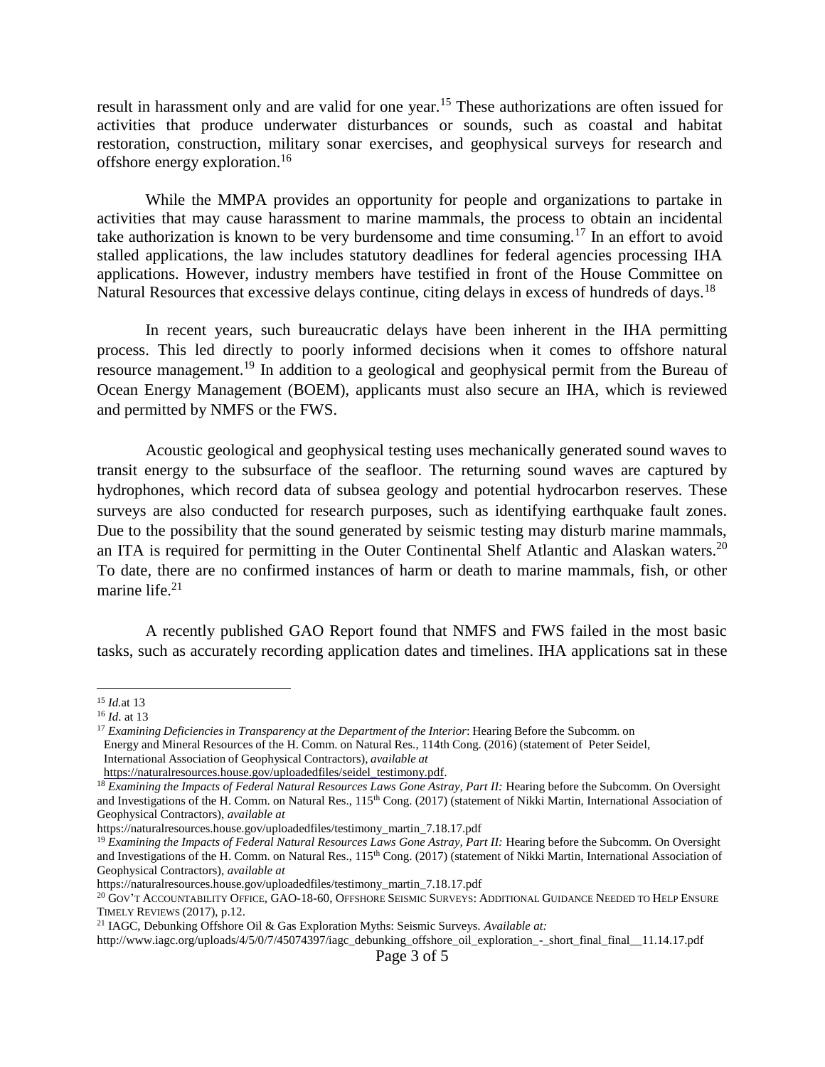result in harassment only and are valid for one year.[15] These authorizations are often issued for activities that produce underwater disturbances or sounds, such as coastal and habitat restoration, construction, military sonar exercises, and geophysical surveys for research and offshore energy exploration.[16]

While the MMPA provides an opportunity for people and organizations to partake in activities that may cause harassment to marine mammals, the process to obtain an incidental take authorization is known to be very burdensome and time consuming.[17] In an effort to avoid stalled applications, the law includes statutory deadlines for federal agencies processing IHA applications. However, industry members have testified in front of the House Committee on Natural Resources that excessive delays continue, citing delays in excess of hundreds of days.[18]

In recent years, such bureaucratic delays have been inherent in the IHA permitting process. This led directly to poorly informed decisions when it comes to offshore natural resource management.[19] In addition to a geological and geophysical permit from the Bureau of Ocean Energy Management (BOEM), applicants must also secure an IHA, which is reviewed and permitted by NMFS or the FWS.

Acoustic geological and geophysical testing uses mechanically generated sound waves to transit energy to the subsurface of the seafloor. The returning sound waves are captured by hydrophones, which record data of subsea geology and potential hydrocarbon reserves. These surveys are also conducted for research purposes, such as identifying earthquake fault zones. Due to the possibility that the sound generated by seismic testing may disturb marine mammals, an ITA is required for permitting in the Outer Continental Shelf Atlantic and Alaskan waters.[20] To date, there are no confirmed instances of harm or death to marine mammals, fish, or other marine life.[21]

A recently published GAO Report found that NMFS and FWS failed in the most basic tasks, such as accurately recording application dates and timelines. IHA applications sat in these

---

[15] *Id.*at 13

[16] *Id*. at 13

[17] *Examining Deficiencies in Transparency at the Department of the Interior*: Hearing Before the Subcomm. on Energy and Mineral Resources of the H. Comm. on Natural Res., 114th Cong. (2016) (statement of Peter Seidel, International Association of Geophysical Contractors), *available at* https://naturalresources.house.gov/uploadedfiles/seidel_testimony.pdf.

[18] *Examining the Impacts of Federal Natural Resources Laws Gone Astray, Part II:* Hearing before the Subcomm. On Oversight and Investigations of the H. Comm. on Natural Res., 115th Cong. (2017) (statement of Nikki Martin, International Association of Geophysical Contractors), *available at* https://naturalresources.house.gov/uploadedfiles/testimony_martin_7.18.17.pdf

[19] *Examining the Impacts of Federal Natural Resources Laws Gone Astray, Part II:* Hearing before the Subcomm. On Oversight and Investigations of the H. Comm. on Natural Res., 115th Cong. (2017) (statement of Nikki Martin, International Association of Geophysical Contractors), *available at* https://naturalresources.house.gov/uploadedfiles/testimony_martin_7.18.17.pdf

[20] GOV'T ACCOUNTABILITY OFFICE, GAO-18-60, OFFSHORE SEISMIC SURVEYS: ADDITIONAL GUIDANCE NEEDED TO HELP ENSURE TIMELY REVIEWS (2017), p.12.

[21] IAGC, Debunking Offshore Oil & Gas Exploration Myths: Seismic Surveys. *Available at:* http://www.iagc.org/uploads/4/5/0/7/45074397/iagc_debunking_offshore_oil_exploration_-_short_final_final__11.14.17.pdf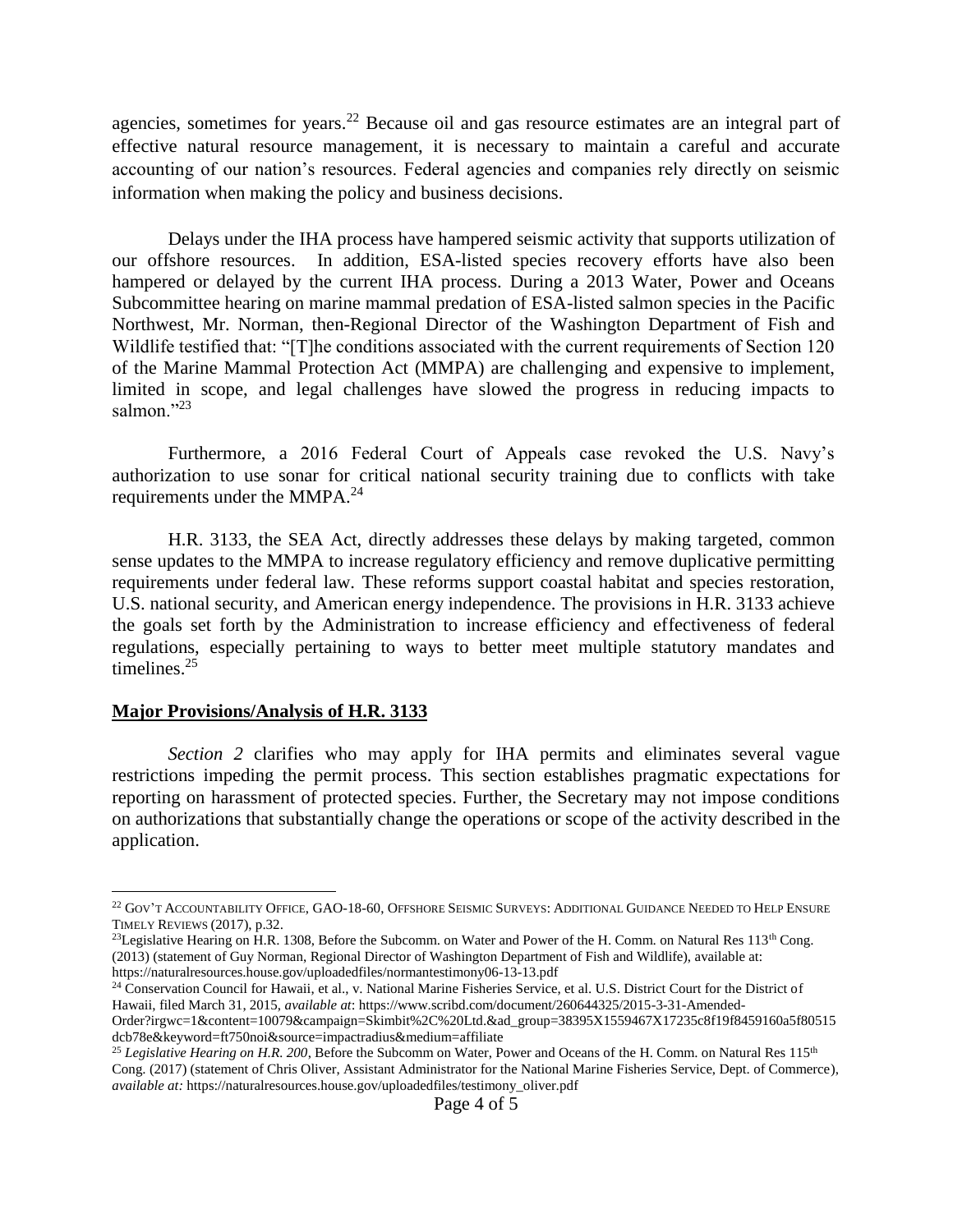agencies, sometimes for years.[22] Because oil and gas resource estimates are an integral part of effective natural resource management, it is necessary to maintain a careful and accurate accounting of our nation's resources. Federal agencies and companies rely directly on seismic information when making the policy and business decisions.

Delays under the IHA process have hampered seismic activity that supports utilization of our offshore resources. In addition, ESA-listed species recovery efforts have also been hampered or delayed by the current IHA process. During a 2013 Water, Power and Oceans Subcommittee hearing on marine mammal predation of ESA-listed salmon species in the Pacific Northwest, Mr. Norman, then-Regional Director of the Washington Department of Fish and Wildlife testified that: "[T]he conditions associated with the current requirements of Section 120 of the Marine Mammal Protection Act (MMPA) are challenging and expensive to implement, limited in scope, and legal challenges have slowed the progress in reducing impacts to salmon."[23]

Furthermore, a 2016 Federal Court of Appeals case revoked the U.S. Navy's authorization to use sonar for critical national security training due to conflicts with take requirements under the MMPA.[24]

H.R. 3133, the SEA Act, directly addresses these delays by making targeted, common sense updates to the MMPA to increase regulatory efficiency and remove duplicative permitting requirements under federal law. These reforms support coastal habitat and species restoration, U.S. national security, and American energy independence. The provisions in H.R. 3133 achieve the goals set forth by the Administration to increase efficiency and effectiveness of federal regulations, especially pertaining to ways to better meet multiple statutory mandates and timelines.[25]

## Major Provisions/Analysis of H.R. 3133

*Section 2* clarifies who may apply for IHA permits and eliminates several vague restrictions impeding the permit process. This section establishes pragmatic expectations for reporting on harassment of protected species. Further, the Secretary may not impose conditions on authorizations that substantially change the operations or scope of the activity described in the application.

---

[22] GOV'T ACCOUNTABILITY OFFICE, GAO-18-60, OFFSHORE SEISMIC SURVEYS: ADDITIONAL GUIDANCE NEEDED TO HELP ENSURE TIMELY REVIEWS (2017), p.32.

[23] Legislative Hearing on H.R. 1308, Before the Subcomm. on Water and Power of the H. Comm. on Natural Res 113th Cong. (2013) (statement of Guy Norman, Regional Director of Washington Department of Fish and Wildlife), available at: https://naturalresources.house.gov/uploadedfiles/normantestimony06-13-13.pdf

[24] Conservation Council for Hawaii, et al., v. National Marine Fisheries Service, et al. U.S. District Court for the District of Hawaii, filed March 31, 2015, *available at*: https://www.scribd.com/document/260644325/2015-3-31-Amended-Order?irgwc=1&content=10079&campaign=Skimbit%2C%20Ltd.&ad_group=38395X1559467X17235c8f19f8459160a5f80515dcb78e&keyword=ft750noi&source=impactradius&medium=affiliate

[25] *Legislative Hearing on H.R. 200*, Before the Subcomm on Water, Power and Oceans of the H. Comm. on Natural Res 115th Cong. (2017) (statement of Chris Oliver, Assistant Administrator for the National Marine Fisheries Service, Dept. of Commerce), *available at:* https://naturalresources.house.gov/uploadedfiles/testimony_oliver.pdf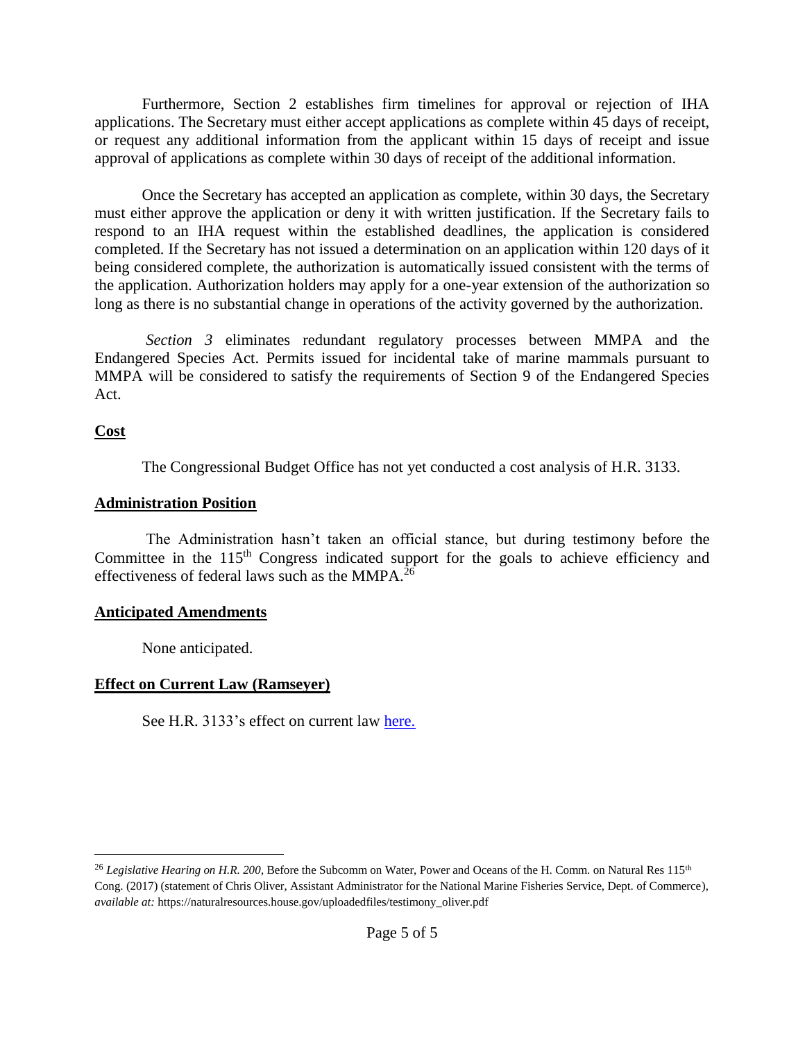Furthermore, Section 2 establishes firm timelines for approval or rejection of IHA applications. The Secretary must either accept applications as complete within 45 days of receipt, or request any additional information from the applicant within 15 days of receipt and issue approval of applications as complete within 30 days of receipt of the additional information.

Once the Secretary has accepted an application as complete, within 30 days, the Secretary must either approve the application or deny it with written justification. If the Secretary fails to respond to an IHA request within the established deadlines, the application is considered completed. If the Secretary has not issued a determination on an application within 120 days of it being considered complete, the authorization is automatically issued consistent with the terms of the application. Authorization holders may apply for a one-year extension of the authorization so long as there is no substantial change in operations of the activity governed by the authorization.

*Section 3* eliminates redundant regulatory processes between MMPA and the Endangered Species Act. Permits issued for incidental take of marine mammals pursuant to MMPA will be considered to satisfy the requirements of Section 9 of the Endangered Species Act.

## Cost

The Congressional Budget Office has not yet conducted a cost analysis of H.R. 3133.

## Administration Position

The Administration hasn't taken an official stance, but during testimony before the Committee in the 115th Congress indicated support for the goals to achieve efficiency and effectiveness of federal laws such as the MMPA.[26]

## Anticipated Amendments

None anticipated.

## Effect on Current Law (Ramseyer)

See H.R. 3133's effect on current law [here.]

---

[26] *Legislative Hearing on H.R. 200*, Before the Subcomm on Water, Power and Oceans of the H. Comm. on Natural Res 115th Cong. (2017) (statement of Chris Oliver, Assistant Administrator for the National Marine Fisheries Service, Dept. of Commerce), *available at:* https://naturalresources.house.gov/uploadedfiles/testimony_oliver.pdf